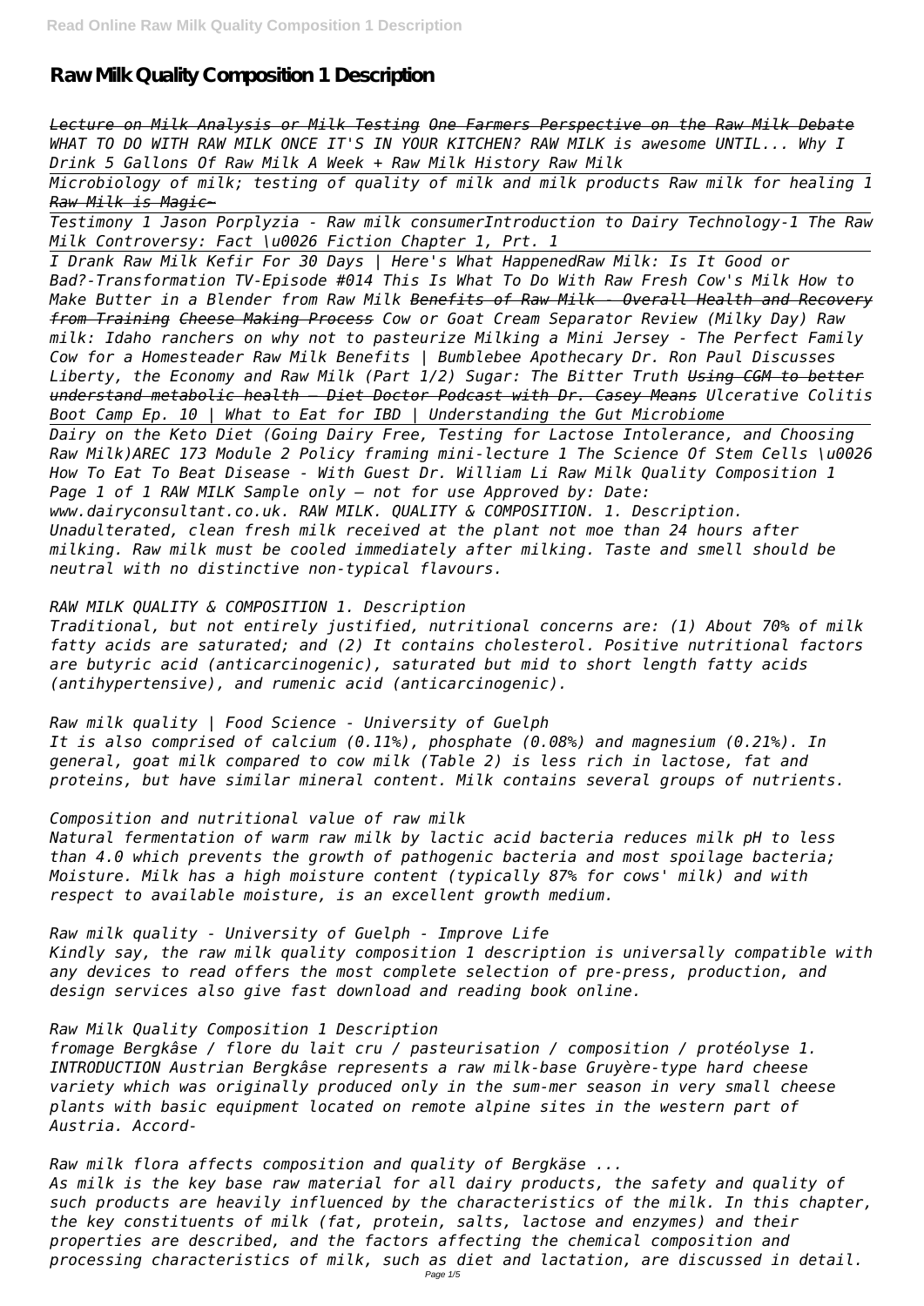# Raw Milk Quality Composition 1 Description

*Lecture on Milk Analysis or Milk Testing One Farmers Perspective on the Raw Milk Debate WHAT TO DO WITH RAW MILK ONCE IT'S IN YOUR KITCHEN? RAW MILK is awesome UNTIL... Why I Drink 5 Gallons Of Raw Milk A Week + Raw Milk History Raw Milk*

*Microbiology of milk; testing of quality of milk and milk products Raw milk for healing 1 Raw Milk is Magic~*

*Testimony 1 Jason Porplyzia - Raw milk consumerIntroduction to Dairy Technology-1 The Raw Milk Controversy: Fact \u0026 Fiction Chapter 1, Prt. 1*

*I Drank Raw Milk Kefir For 30 Days | Here's What HappenedRaw Milk: Is It Good or Bad?-Transformation TV-Episode #014 This Is What To Do With Raw Fresh Cow's Milk How to Make Butter in a Blender from Raw Milk Benefits of Raw Milk - Overall Health and Recovery from Training Cheese Making Process Cow or Goat Cream Separator Review (Milky Day) Raw milk: Idaho ranchers on why not to pasteurize Milking a Mini Jersey - The Perfect Family Cow for a Homesteader Raw Milk Benefits | Bumblebee Apothecary Dr. Ron Paul Discusses Liberty, the Economy and Raw Milk (Part 1/2) Sugar: The Bitter Truth Using CGM to better understand metabolic health — Diet Doctor Podcast with Dr. Casey Means Ulcerative Colitis Boot Camp Ep. 10 | What to Eat for IBD | Understanding the Gut Microbiome*

*Dairy on the Keto Diet (Going Dairy Free, Testing for Lactose Intolerance, and Choosing Raw Milk)AREC 173 Module 2 Policy framing mini-lecture 1 The Science Of Stem Cells \u0026 How To Eat To Beat Disease - With Guest Dr. William Li Raw Milk Quality Composition 1 Page 1 of 1 RAW MILK Sample only – not for use Approved by: Date: www.dairyconsultant.co.uk. RAW MILK. QUALITY & COMPOSITION. 1. Description. Unadulterated, clean fresh milk received at the plant not moe than 24 hours after milking. Raw milk must be cooled immediately after milking. Taste and smell should be neutral with no distinctive non-typical flavours.*

*RAW MILK QUALITY & COMPOSITION 1. Description*

*Traditional, but not entirely justified, nutritional concerns are: (1) About 70% of milk fatty acids are saturated; and (2) It contains cholesterol. Positive nutritional factors are butyric acid (anticarcinogenic), saturated but mid to short length fatty acids (antihypertensive), and rumenic acid (anticarcinogenic).*

*Raw milk quality | Food Science - University of Guelph*

*It is also comprised of calcium (0.11%), phosphate (0.08%) and magnesium (0.21%). In general, goat milk compared to cow milk (Table 2) is less rich in lactose, fat and proteins, but have similar mineral content. Milk contains several groups of nutrients.*

*Composition and nutritional value of raw milk*

*Natural fermentation of warm raw milk by lactic acid bacteria reduces milk pH to less than 4.0 which prevents the growth of pathogenic bacteria and most spoilage bacteria; Moisture. Milk has a high moisture content (typically 87% for cows' milk) and with respect to available moisture, is an excellent growth medium.*

*Raw milk quality - University of Guelph - Improve Life*

*Kindly say, the raw milk quality composition 1 description is universally compatible with any devices to read offers the most complete selection of pre-press, production, and design services also give fast download and reading book online.*

*Raw Milk Quality Composition 1 Description*

*fromage Bergkâse / flore du lait cru / pasteurisation / composition / protéolyse 1. INTRODUCTION Austrian Bergkâse represents a raw milk-base Gruyère-type hard cheese variety which was originally produced only in the sum-mer season in very small cheese plants with basic equipment located on remote alpine sites in the western part of Austria. Accord-*

*Raw milk flora affects composition and quality of Bergkäse ...*

*As milk is the key base raw material for all dairy products, the safety and quality of such products are heavily influenced by the characteristics of the milk. In this chapter, the key constituents of milk (fat, protein, salts, lactose and enzymes) and their properties are described, and the factors affecting the chemical composition and processing characteristics of milk, such as diet and lactation, are discussed in detail.*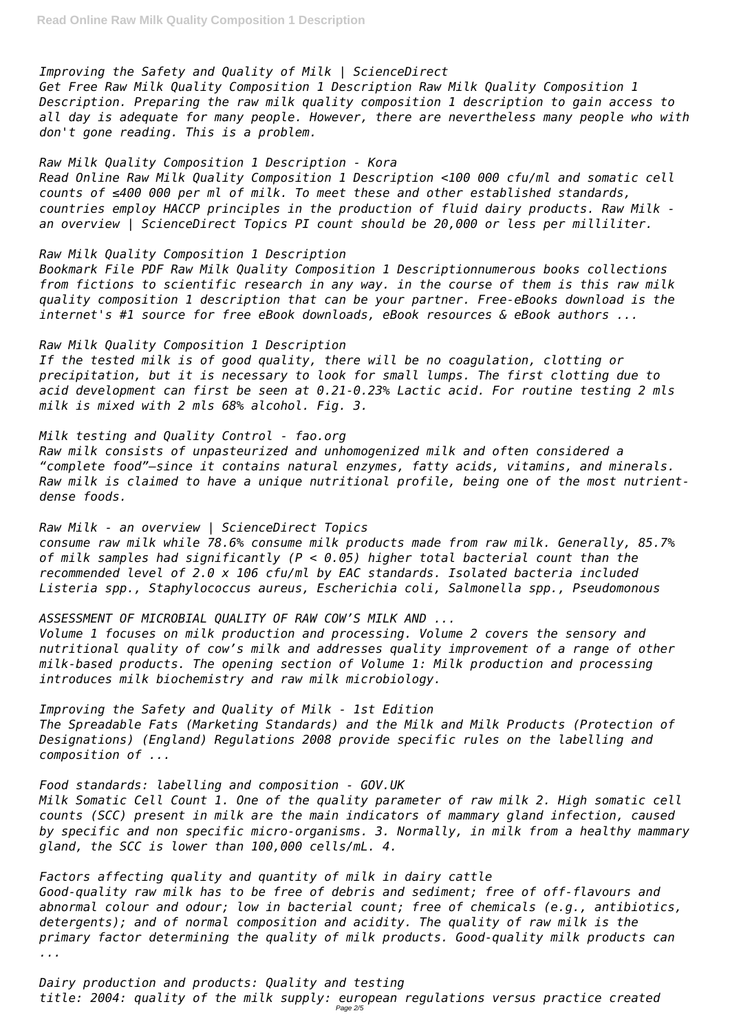*Improving the Safety and Quality of Milk | ScienceDirect*
*Get Free Raw Milk Quality Composition 1 Description Raw Milk Quality Composition 1 Description. Preparing the raw milk quality composition 1 description to gain access to all day is adequate for many people. However, there are nevertheless many people who with don't gone reading. This is a problem.*

*Raw Milk Quality Composition 1 Description - Kora*
*Read Online Raw Milk Quality Composition 1 Description <100 000 cfu/ml and somatic cell counts of ≤400 000 per ml of milk. To meet these and other established standards, countries employ HACCP principles in the production of fluid dairy products. Raw Milk - an overview | ScienceDirect Topics PI count should be 20,000 or less per milliliter.*

*Raw Milk Quality Composition 1 Description*
*Bookmark File PDF Raw Milk Quality Composition 1 Descriptionnumerous books collections from fictions to scientific research in any way. in the course of them is this raw milk quality composition 1 description that can be your partner. Free-eBooks download is the internet's #1 source for free eBook downloads, eBook resources & eBook authors ...*

*Raw Milk Quality Composition 1 Description*
*If the tested milk is of good quality, there will be no coagulation, clotting or precipitation, but it is necessary to look for small lumps. The first clotting due to acid development can first be seen at 0.21-0.23% Lactic acid. For routine testing 2 mls milk is mixed with 2 mls 68% alcohol. Fig. 3.*

*Milk testing and Quality Control - fao.org*
*Raw milk consists of unpasteurized and unhomogenized milk and often considered a "complete food"—since it contains natural enzymes, fatty acids, vitamins, and minerals. Raw milk is claimed to have a unique nutritional profile, being one of the most nutrient-dense foods.*

*Raw Milk - an overview | ScienceDirect Topics*
*consume raw milk while 78.6% consume milk products made from raw milk. Generally, 85.7% of milk samples had significantly ($P < 0.05$) higher total bacterial count than the recommended level of 2.0 x 106 cfu/ml by EAC standards. Isolated bacteria included Listeria spp., Staphylococcus aureus, Escherichia coli, Salmonella spp., Pseudomonous*

*ASSESSMENT OF MICROBIAL QUALITY OF RAW COW'S MILK AND ...*
*Volume 1 focuses on milk production and processing. Volume 2 covers the sensory and nutritional quality of cow's milk and addresses quality improvement of a range of other milk-based products. The opening section of Volume 1: Milk production and processing introduces milk biochemistry and raw milk microbiology.*

*Improving the Safety and Quality of Milk - 1st Edition*
*The Spreadable Fats (Marketing Standards) and the Milk and Milk Products (Protection of Designations) (England) Regulations 2008 provide specific rules on the labelling and composition of ...*

*Food standards: labelling and composition - GOV.UK*
*Milk Somatic Cell Count 1. One of the quality parameter of raw milk 2. High somatic cell counts (SCC) present in milk are the main indicators of mammary gland infection, caused by specific and non specific micro-organisms. 3. Normally, in milk from a healthy mammary gland, the SCC is lower than 100,000 cells/mL. 4.*

*Factors affecting quality and quantity of milk in dairy cattle*
*Good-quality raw milk has to be free of debris and sediment; free of off-flavours and abnormal colour and odour; low in bacterial count; free of chemicals (e.g., antibiotics, detergents); and of normal composition and acidity. The quality of raw milk is the primary factor determining the quality of milk products. Good-quality milk products can ...*

*Dairy production and products: Quality and testing*
*title: 2004: quality of the milk supply: european regulations versus practice created*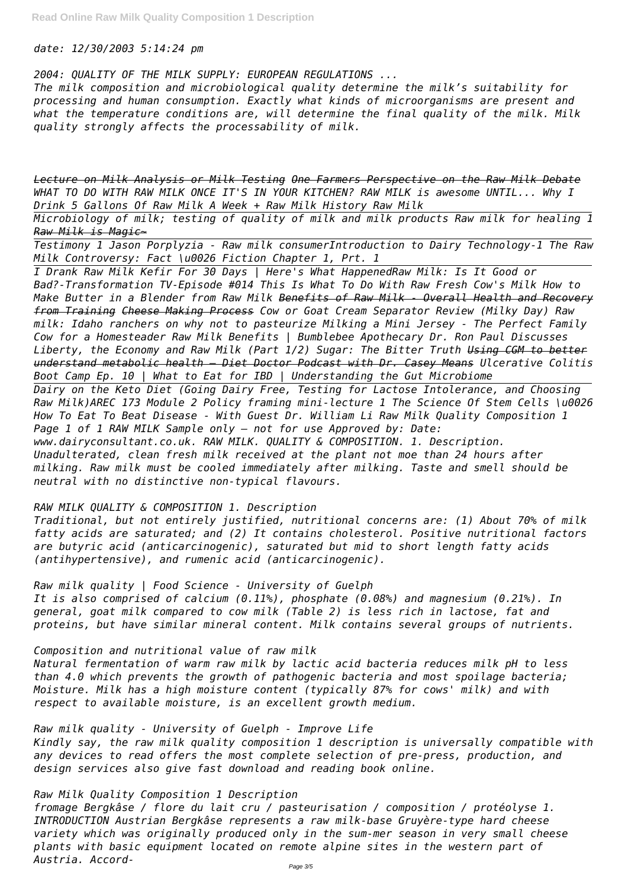*date: 12/30/2003 5:14:24 pm*

*2004: QUALITY OF THE MILK SUPPLY: EUROPEAN REGULATIONS ...*

*The milk composition and microbiological quality determine the milk's suitability for processing and human consumption. Exactly what kinds of microorganisms are present and what the temperature conditions are, will determine the final quality of the milk. Milk quality strongly affects the processability of milk.*

*Lecture on Milk Analysis or Milk Testing One Farmers Perspective on the Raw Milk Debate WHAT TO DO WITH RAW MILK ONCE IT'S IN YOUR KITCHEN? RAW MILK is awesome UNTIL... Why I Drink 5 Gallons Of Raw Milk A Week + Raw Milk History Raw Milk*

*Microbiology of milk; testing of quality of milk and milk products Raw milk for healing 1 Raw Milk is Magic~*

*Testimony 1 Jason Porplyzia - Raw milk consumerIntroduction to Dairy Technology-1 The Raw Milk Controversy: Fact \u0026 Fiction Chapter 1, Prt. 1*

*I Drank Raw Milk Kefir For 30 Days | Here's What HappenedRaw Milk: Is It Good or Bad?-Transformation TV-Episode #014 This Is What To Do With Raw Fresh Cow's Milk How to Make Butter in a Blender from Raw Milk Benefits of Raw Milk - Overall Health and Recovery from Training Cheese Making Process Cow or Goat Cream Separator Review (Milky Day) Raw milk: Idaho ranchers on why not to pasteurize Milking a Mini Jersey - The Perfect Family Cow for a Homesteader Raw Milk Benefits | Bumblebee Apothecary Dr. Ron Paul Discusses Liberty, the Economy and Raw Milk (Part 1/2) Sugar: The Bitter Truth Using CGM to better understand metabolic health — Diet Doctor Podcast with Dr. Casey Means Ulcerative Colitis Boot Camp Ep. 10 | What to Eat for IBD | Understanding the Gut Microbiome*

*Dairy on the Keto Diet (Going Dairy Free, Testing for Lactose Intolerance, and Choosing Raw Milk)AREC 173 Module 2 Policy framing mini-lecture 1 The Science Of Stem Cells \u0026 How To Eat To Beat Disease - With Guest Dr. William Li Raw Milk Quality Composition 1 Page 1 of 1 RAW MILK Sample only – not for use Approved by: Date: www.dairyconsultant.co.uk. RAW MILK. QUALITY & COMPOSITION. 1. Description. Unadulterated, clean fresh milk received at the plant not moe than 24 hours after milking. Raw milk must be cooled immediately after milking. Taste and smell should be neutral with no distinctive non-typical flavours.*

*RAW MILK QUALITY & COMPOSITION 1. Description*

*Traditional, but not entirely justified, nutritional concerns are: (1) About 70% of milk fatty acids are saturated; and (2) It contains cholesterol. Positive nutritional factors are butyric acid (anticarcinogenic), saturated but mid to short length fatty acids (antihypertensive), and rumenic acid (anticarcinogenic).*

*Raw milk quality | Food Science - University of Guelph*

*It is also comprised of calcium (0.11%), phosphate (0.08%) and magnesium (0.21%). In general, goat milk compared to cow milk (Table 2) is less rich in lactose, fat and proteins, but have similar mineral content. Milk contains several groups of nutrients.*

*Composition and nutritional value of raw milk*

*Natural fermentation of warm raw milk by lactic acid bacteria reduces milk pH to less than 4.0 which prevents the growth of pathogenic bacteria and most spoilage bacteria; Moisture. Milk has a high moisture content (typically 87% for cows' milk) and with respect to available moisture, is an excellent growth medium.*

*Raw milk quality - University of Guelph - Improve Life*

*Kindly say, the raw milk quality composition 1 description is universally compatible with any devices to read offers the most complete selection of pre-press, production, and design services also give fast download and reading book online.*

*Raw Milk Quality Composition 1 Description*

*fromage Bergkâse / flore du lait cru / pasteurisation / composition / protéolyse 1. INTRODUCTION Austrian Bergkâse represents a raw milk-base Gruyère-type hard cheese variety which was originally produced only in the sum-mer season in very small cheese plants with basic equipment located on remote alpine sites in the western part of Austria. Accord-*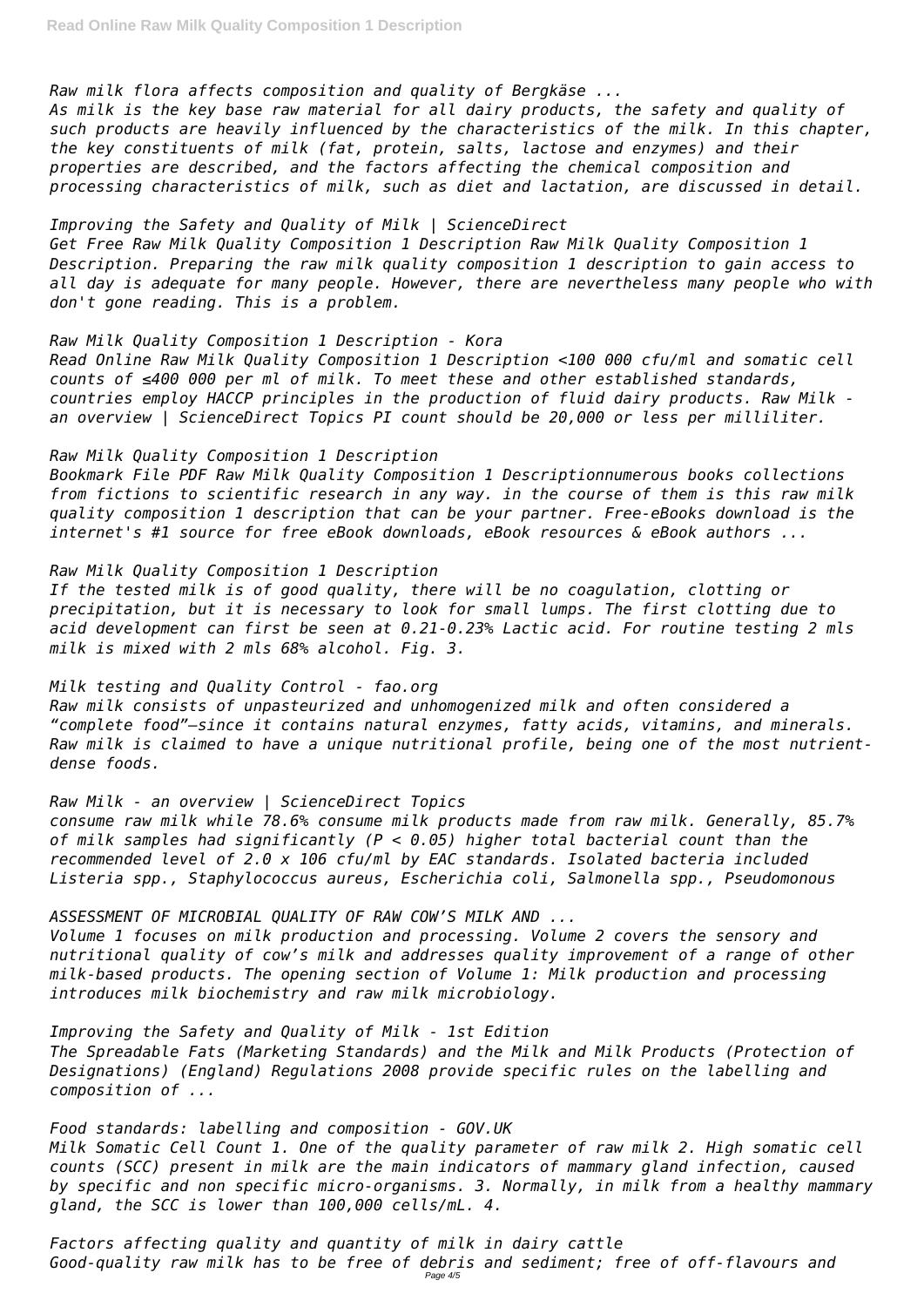*Raw milk flora affects composition and quality of Bergkäse ...*
*As milk is the key base raw material for all dairy products, the safety and quality of such products are heavily influenced by the characteristics of the milk. In this chapter, the key constituents of milk (fat, protein, salts, lactose and enzymes) and their properties are described, and the factors affecting the chemical composition and processing characteristics of milk, such as diet and lactation, are discussed in detail.*

*Improving the Safety and Quality of Milk | ScienceDirect*
*Get Free Raw Milk Quality Composition 1 Description Raw Milk Quality Composition 1 Description. Preparing the raw milk quality composition 1 description to gain access to all day is adequate for many people. However, there are nevertheless many people who with don't gone reading. This is a problem.*

*Raw Milk Quality Composition 1 Description - Kora*
*Read Online Raw Milk Quality Composition 1 Description <100 000 cfu/ml and somatic cell counts of ≤400 000 per ml of milk. To meet these and other established standards, countries employ HACCP principles in the production of fluid dairy products. Raw Milk - an overview | ScienceDirect Topics PI count should be 20,000 or less per milliliter.*

*Raw Milk Quality Composition 1 Description*
*Bookmark File PDF Raw Milk Quality Composition 1 Descriptionnumerous books collections from fictions to scientific research in any way. in the course of them is this raw milk quality composition 1 description that can be your partner. Free-eBooks download is the internet's #1 source for free eBook downloads, eBook resources & eBook authors ...*

*Raw Milk Quality Composition 1 Description*
*If the tested milk is of good quality, there will be no coagulation, clotting or precipitation, but it is necessary to look for small lumps. The first clotting due to acid development can first be seen at 0.21-0.23% Lactic acid. For routine testing 2 mls milk is mixed with 2 mls 68% alcohol. Fig. 3.*

*Milk testing and Quality Control - fao.org*
*Raw milk consists of unpasteurized and unhomogenized milk and often considered a "complete food"—since it contains natural enzymes, fatty acids, vitamins, and minerals. Raw milk is claimed to have a unique nutritional profile, being one of the most nutrient-dense foods.*

*Raw Milk - an overview | ScienceDirect Topics*
*consume raw milk while 78.6% consume milk products made from raw milk. Generally, 85.7% of milk samples had significantly ($P < 0.05$) higher total bacterial count than the recommended level of $2.0 \times 10^6$ cfu/ml by EAC standards. Isolated bacteria included Listeria spp., Staphylococcus aureus, Escherichia coli, Salmonella spp., Pseudomonous*

*ASSESSMENT OF MICROBIAL QUALITY OF RAW COW'S MILK AND ...*
*Volume 1 focuses on milk production and processing. Volume 2 covers the sensory and nutritional quality of cow's milk and addresses quality improvement of a range of other milk-based products. The opening section of Volume 1: Milk production and processing introduces milk biochemistry and raw milk microbiology.*

*Improving the Safety and Quality of Milk - 1st Edition*
*The Spreadable Fats (Marketing Standards) and the Milk and Milk Products (Protection of Designations) (England) Regulations 2008 provide specific rules on the labelling and composition of ...*

*Food standards: labelling and composition - GOV.UK*
*Milk Somatic Cell Count 1. One of the quality parameter of raw milk 2. High somatic cell counts (SCC) present in milk are the main indicators of mammary gland infection, caused by specific and non specific micro-organisms. 3. Normally, in milk from a healthy mammary gland, the SCC is lower than 100,000 cells/mL. 4.*

*Factors affecting quality and quantity of milk in dairy cattle*
*Good-quality raw milk has to be free of debris and sediment; free of off-flavours and*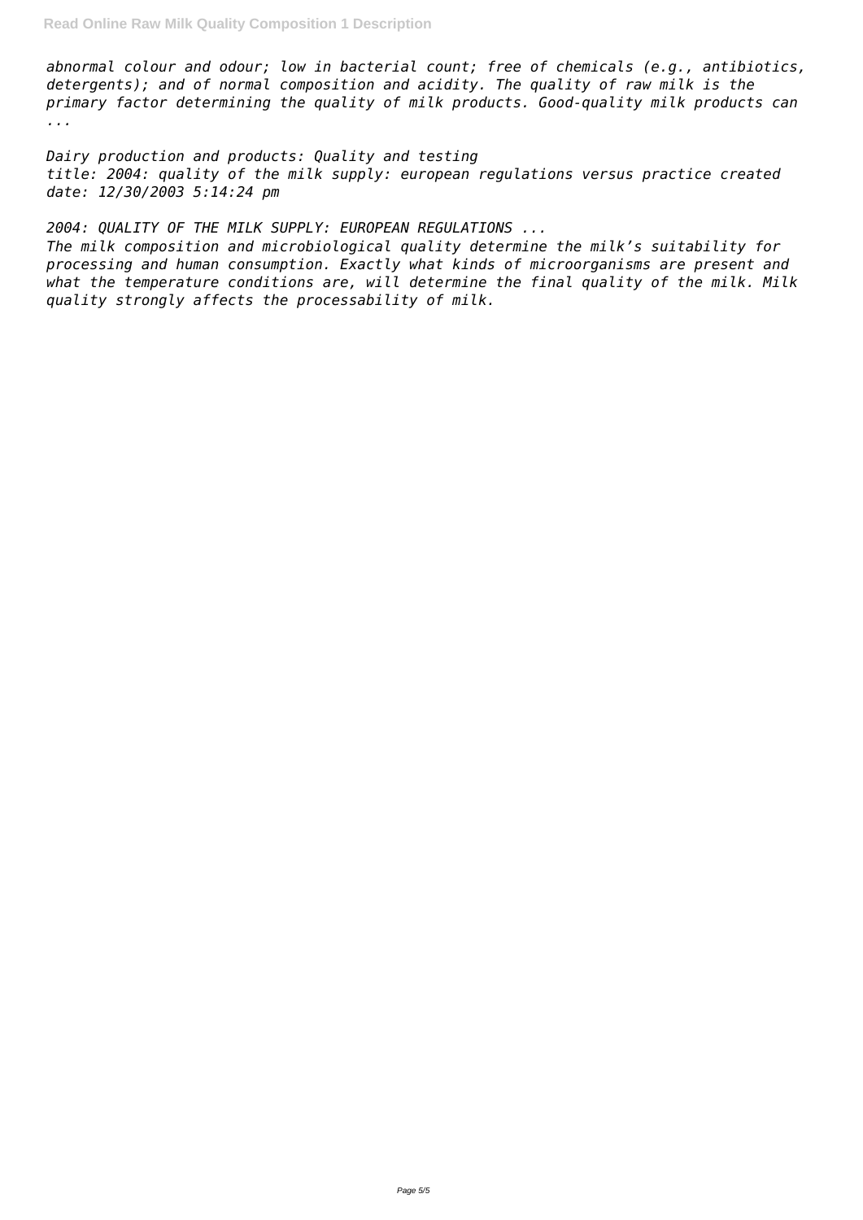*abnormal colour and odour; low in bacterial count; free of chemicals (e.g., antibiotics, detergents); and of normal composition and acidity. The quality of raw milk is the primary factor determining the quality of milk products. Good-quality milk products can ...*

*Dairy production and products: Quality and testing*
*title: 2004: quality of the milk supply: european regulations versus practice created date: 12/30/2003 5:14:24 pm*

*2004: QUALITY OF THE MILK SUPPLY: EUROPEAN REGULATIONS ...*
*The milk composition and microbiological quality determine the milk's suitability for processing and human consumption. Exactly what kinds of microorganisms are present and what the temperature conditions are, will determine the final quality of the milk. Milk quality strongly affects the processability of milk.*